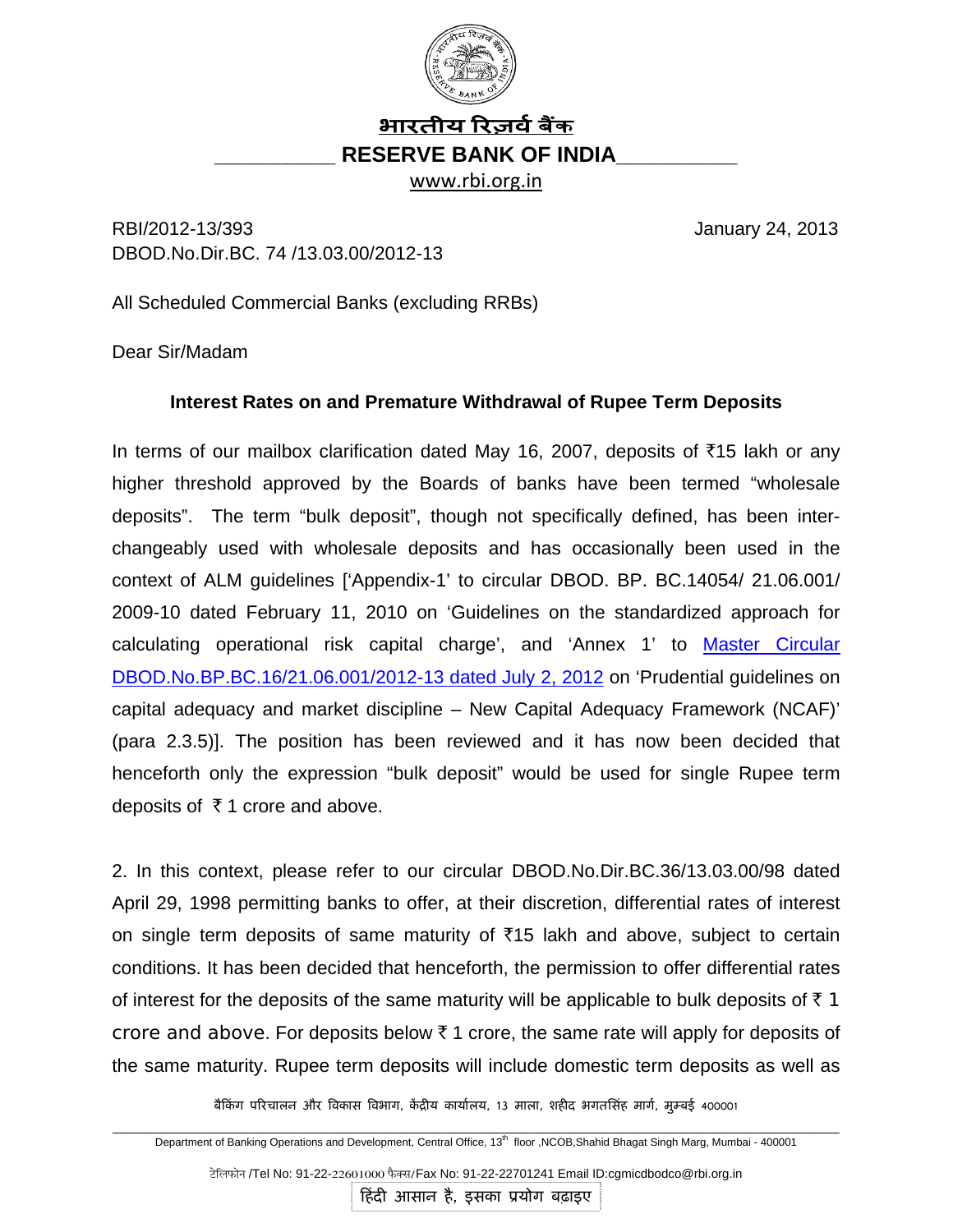# भारतीय रिज़र्व बैंक

## RESERVE BANK OF INDIA

www.rbi.org.in

RBI/2012-13/393 January 24, 2013
DBOD.No.Dir.BC. 74 /13.03.00/2012-13

All Scheduled Commercial Banks (excluding RRBs)

Dear Sir/Madam

**Interest Rates on and Premature Withdrawal of Rupee Term Deposits**

In terms of our mailbox clarification dated May 16, 2007, deposits of ₹15 lakh or any higher threshold approved by the Boards of banks have been termed "wholesale deposits". The term "bulk deposit", though not specifically defined, has been inter-changeably used with wholesale deposits and has occasionally been used in the context of ALM guidelines ['Appendix-1' to circular DBOD. BP. BC.14054/ 21.06.001/ 2009-10 dated February 11, 2010 on 'Guidelines on the standardized approach for calculating operational risk capital charge', and 'Annex 1' to Master Circular DBOD.No.BP.BC.16/21.06.001/2012-13 dated July 2, 2012 on 'Prudential guidelines on capital adequacy and market discipline – New Capital Adequacy Framework (NCAF)' (para 2.3.5)]. The position has been reviewed and it has now been decided that henceforth only the expression "bulk deposit" would be used for single Rupee term deposits of ₹ 1 crore and above.

2. In this context, please refer to our circular DBOD.No.Dir.BC.36/13.03.00/98 dated April 29, 1998 permitting banks to offer, at their discretion, differential rates of interest on single term deposits of same maturity of ₹15 lakh and above, subject to certain conditions. It has been decided that henceforth, the permission to offer differential rates of interest for the deposits of the same maturity will be applicable to bulk deposits of ₹ 1 crore and above. For deposits below ₹ 1 crore, the same rate will apply for deposits of the same maturity. Rupee term deposits will include domestic term deposits as well as

बैंकिंग परिचालन और विकास विभाग, केंद्रीय कार्यालय, 13 माला, शहीद भगतसिंह मार्ग, मुम्बई 400001

Department of Banking Operations and Development, Central Office, 13th floor ,NCOB,Shahid Bhagat Singh Marg, Mumbai - 400001

टेलिफोन /Tel No: 91-22-22601000 फैक्स/Fax No: 91-22-22701241 Email ID:cgmicdbodco@rbi.org.in

हिंदी आसान है, इसका प्रयोग बढ़ाइए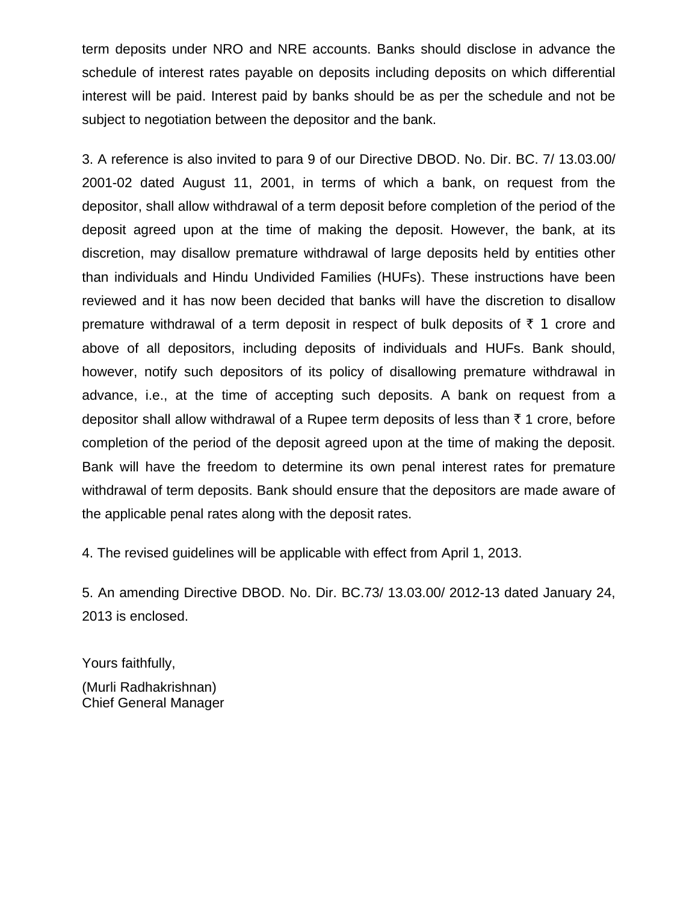term deposits under NRO and NRE accounts. Banks should disclose in advance the schedule of interest rates payable on deposits including deposits on which differential interest will be paid. Interest paid by banks should be as per the schedule and not be subject to negotiation between the depositor and the bank.

3. A reference is also invited to para 9 of our Directive DBOD. No. Dir. BC. 7/ 13.03.00/ 2001-02 dated August 11, 2001, in terms of which a bank, on request from the depositor, shall allow withdrawal of a term deposit before completion of the period of the deposit agreed upon at the time of making the deposit. However, the bank, at its discretion, may disallow premature withdrawal of large deposits held by entities other than individuals and Hindu Undivided Families (HUFs). These instructions have been reviewed and it has now been decided that banks will have the discretion to disallow premature withdrawal of a term deposit in respect of bulk deposits of ₹ 1 crore and above of all depositors, including deposits of individuals and HUFs. Bank should, however, notify such depositors of its policy of disallowing premature withdrawal in advance, i.e., at the time of accepting such deposits. A bank on request from a depositor shall allow withdrawal of a Rupee term deposits of less than ₹ 1 crore, before completion of the period of the deposit agreed upon at the time of making the deposit. Bank will have the freedom to determine its own penal interest rates for premature withdrawal of term deposits. Bank should ensure that the depositors are made aware of the applicable penal rates along with the deposit rates.

4. The revised guidelines will be applicable with effect from April 1, 2013.

5. An amending Directive DBOD. No. Dir. BC.73/ 13.03.00/ 2012-13 dated January 24, 2013 is enclosed.

Yours faithfully,

(Murli Radhakrishnan)
Chief General Manager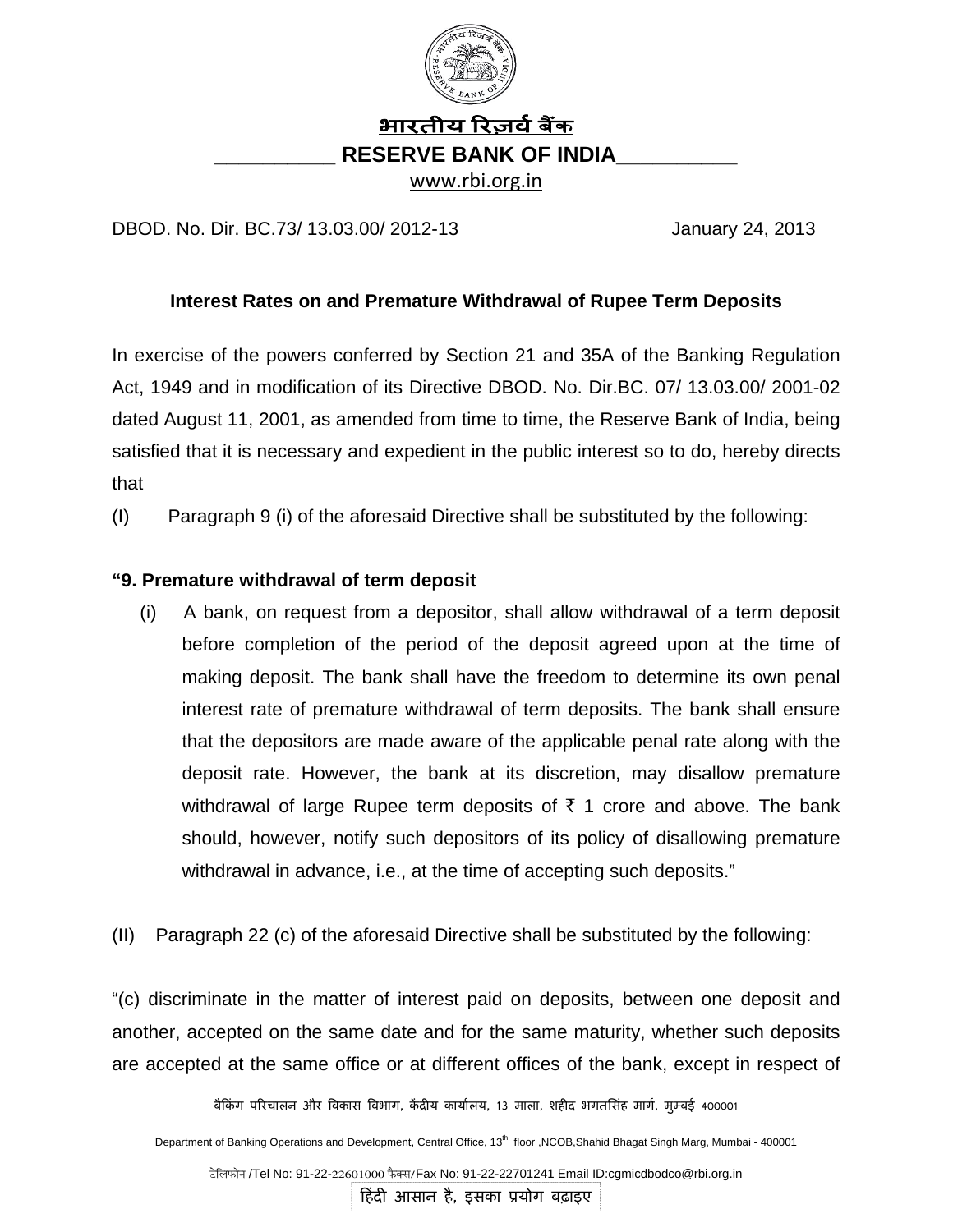# भारतीय रिज़र्व बैंक

## RESERVE BANK OF INDIA

www.rbi.org.in

DBOD. No. Dir. BC.73/ 13.03.00/ 2012-13 January 24, 2013

**Interest Rates on and Premature Withdrawal of Rupee Term Deposits**

In exercise of the powers conferred by Section 21 and 35A of the Banking Regulation Act, 1949 and in modification of its Directive DBOD. No. Dir.BC. 07/ 13.03.00/ 2001-02 dated August 11, 2001, as amended from time to time, the Reserve Bank of India, being satisfied that it is necessary and expedient in the public interest so to do, hereby directs that

(I) Paragraph 9 (i) of the aforesaid Directive shall be substituted by the following:

**"9. Premature withdrawal of term deposit**

(i) A bank, on request from a depositor, shall allow withdrawal of a term deposit before completion of the period of the deposit agreed upon at the time of making deposit. The bank shall have the freedom to determine its own penal interest rate of premature withdrawal of term deposits. The bank shall ensure that the depositors are made aware of the applicable penal rate along with the deposit rate. However, the bank at its discretion, may disallow premature withdrawal of large Rupee term deposits of ₹ 1 crore and above. The bank should, however, notify such depositors of its policy of disallowing premature withdrawal in advance, i.e., at the time of accepting such deposits."

(II) Paragraph 22 (c) of the aforesaid Directive shall be substituted by the following:

"(c) discriminate in the matter of interest paid on deposits, between one deposit and another, accepted on the same date and for the same maturity, whether such deposits are accepted at the same office or at different offices of the bank, except in respect of

बैंकिंग परिचालन और विकास विभाग, केंद्रीय कार्यालय, 13 माला, शहीद भगतसिंह मार्ग, मुम्बई 400001

Department of Banking Operations and Development, Central Office, 13th floor ,NCOB,Shahid Bhagat Singh Marg, Mumbai - 400001

टेलिफोन /Tel No: 91-22-22601000 फैक्स/Fax No: 91-22-22701241 Email ID:cgmicdbodco@rbi.org.in

हिंदी आसान है, इसका प्रयोग बढ़ाइए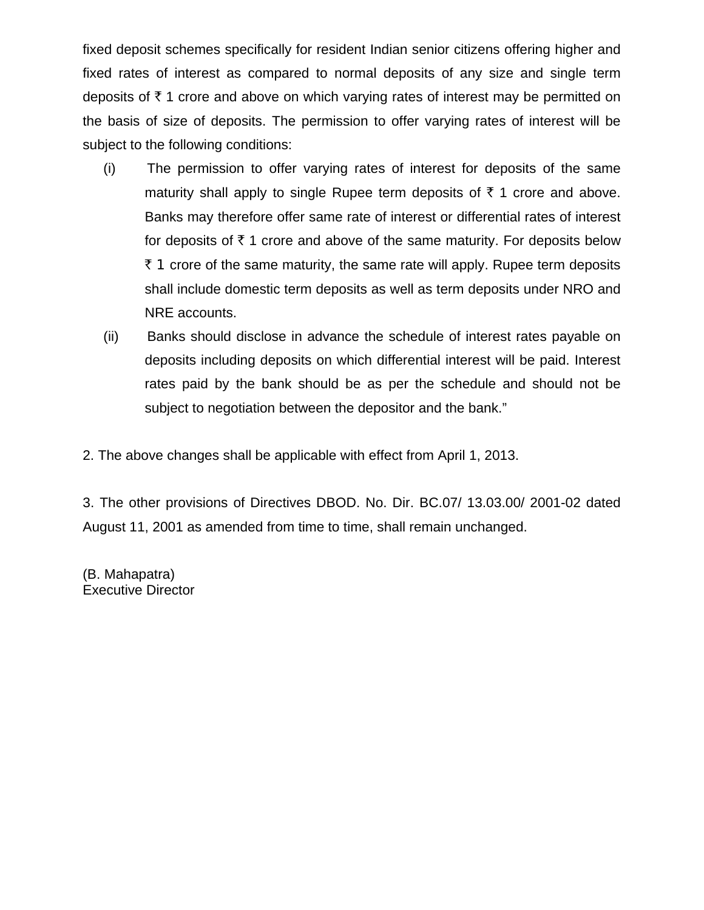fixed deposit schemes specifically for resident Indian senior citizens offering higher and fixed rates of interest as compared to normal deposits of any size and single term deposits of ₹ 1 crore and above on which varying rates of interest may be permitted on the basis of size of deposits. The permission to offer varying rates of interest will be subject to the following conditions:

(i) The permission to offer varying rates of interest for deposits of the same maturity shall apply to single Rupee term deposits of ₹ 1 crore and above. Banks may therefore offer same rate of interest or differential rates of interest for deposits of ₹ 1 crore and above of the same maturity. For deposits below ₹ 1 crore of the same maturity, the same rate will apply. Rupee term deposits shall include domestic term deposits as well as term deposits under NRO and NRE accounts.

(ii) Banks should disclose in advance the schedule of interest rates payable on deposits including deposits on which differential interest will be paid. Interest rates paid by the bank should be as per the schedule and should not be subject to negotiation between the depositor and the bank."

2. The above changes shall be applicable with effect from April 1, 2013.

3. The other provisions of Directives DBOD. No. Dir. BC.07/ 13.03.00/ 2001-02 dated August 11, 2001 as amended from time to time, shall remain unchanged.

(B. Mahapatra)
Executive Director